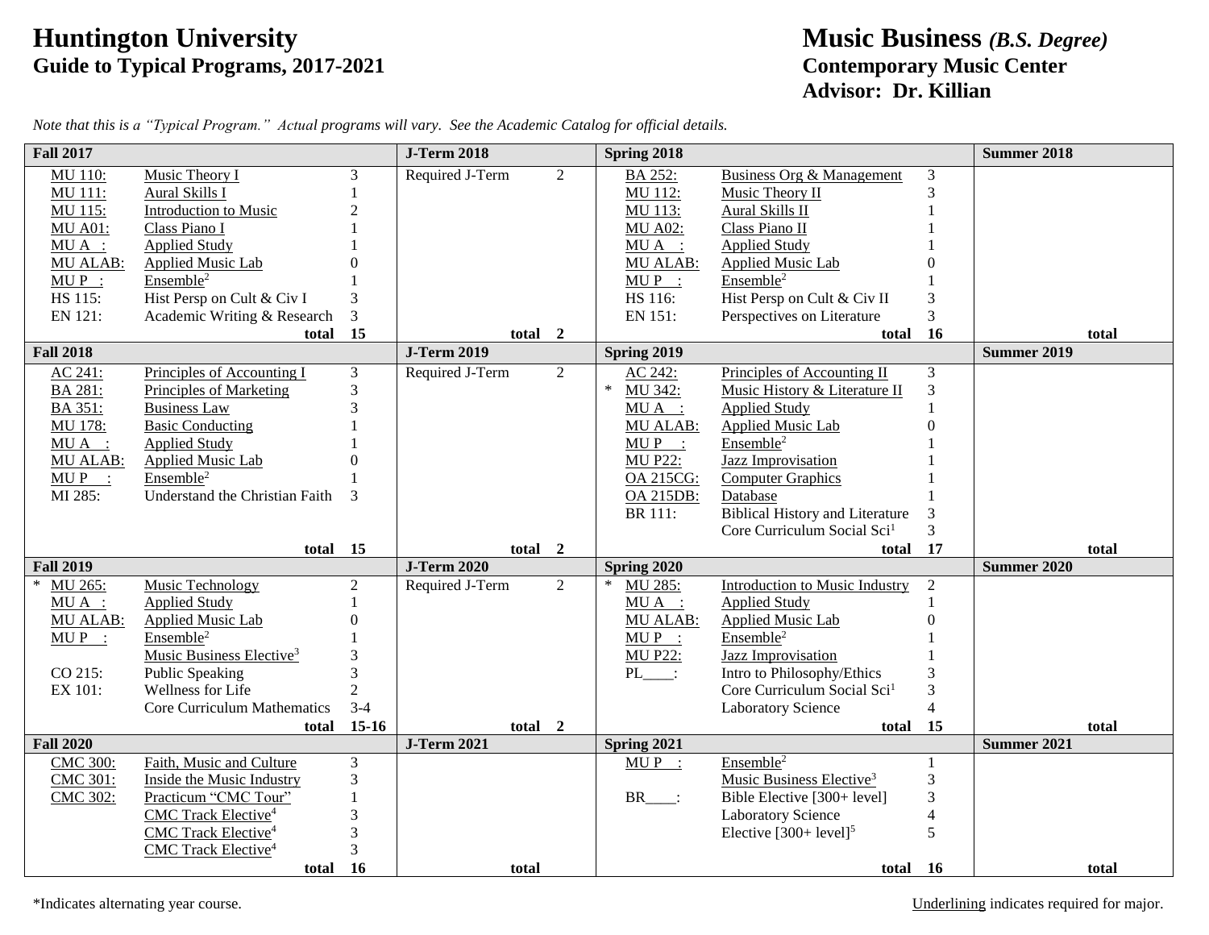# Huntington University

## Guide to Typical Programs, 2017-2021

# Music Business *(B.S. Degree)*

## Contemporary Music Center

## Advisor: Dr. Killian

*Note that this is a "Typical Program." Actual programs will vary. See the Academic Catalog for official details.*

### Fall 2017 / J-Term 2018 / Spring 2018 / Summer 2018

| Fall 2017 | | | J-Term 2018 | | Spring 2018 | | | Summer 2018 |
|---|---|---|---|---|---|---|---|---|
| MU 110: | Music Theory I | 3 | Required J-Term | 2 | BA 252: | Business Org & Management | 3 | |
| MU 111: | Aural Skills I | 1 | | | MU 112: | Music Theory II | 3 | |
| MU 115: | Introduction to Music | 2 | | | MU 113: | Aural Skills II | 1 | |
| MU A01: | Class Piano I | 1 | | | MU A02: | Class Piano II | 1 | |
| MU A __: | Applied Study | 1 | | | MU A __: | Applied Study | 1 | |
| MU ALAB: | Applied Music Lab | 0 | | | MU ALAB: | Applied Music Lab | 0 | |
| MU P __: | Ensemble[2] | 1 | | | MU P __: | Ensemble[2] | 1 | |
| HS 115: | Hist Persp on Cult & Civ I | 3 | | | HS 116: | Hist Persp on Cult & Civ II | 3 | |
| EN 121: | Academic Writing & Research | 3 | | | EN 151: | Perspectives on Literature | 3 | |
| | **total** | **15** | **total** | **2** | | **total** | **16** | **total** |

### Fall 2018 / J-Term 2019 / Spring 2019 / Summer 2019

| Fall 2018 | | | J-Term 2019 | | Spring 2019 | | | Summer 2019 |
|---|---|---|---|---|---|---|---|---|
| AC 241: | Principles of Accounting I | 3 | Required J-Term | 2 | AC 242: | Principles of Accounting II | 3 | |
| BA 281: | Principles of Marketing | 3 | | | * MU 342: | Music History & Literature II | 3 | |
| BA 351: | Business Law | 3 | | | MU A __: | Applied Study | 1 | |
| MU 178: | Basic Conducting | 1 | | | MU ALAB: | Applied Music Lab | 0 | |
| MU A __: | Applied Study | 1 | | | MU P __: | Ensemble[2] | 1 | |
| MU ALAB: | Applied Music Lab | 0 | | | MU P22: | Jazz Improvisation | 1 | |
| MU P __: | Ensemble[2] | 1 | | | OA 215CG: | Computer Graphics | 1 | |
| MI 285: | Understand the Christian Faith | 3 | | | OA 215DB: | Database | 1 | |
| | | | | | BR 111: | Biblical History and Literature | 3 | |
| | | | | | | Core Curriculum Social Sci[1] | 3 | |
| | **total** | **15** | **total** | **2** | | **total** | **17** | **total** |

### Fall 2019 / J-Term 2020 / Spring 2020 / Summer 2020

| Fall 2019 | | | J-Term 2020 | | Spring 2020 | | | Summer 2020 |
|---|---|---|---|---|---|---|---|---|
| * MU 265: | Music Technology | 2 | Required J-Term | 2 | * MU 285: | Introduction to Music Industry | 2 | |
| MU A __: | Applied Study | 1 | | | MU A __: | Applied Study | 1 | |
| MU ALAB: | Applied Music Lab | 0 | | | MU ALAB: | Applied Music Lab | 0 | |
| MU P __: | Ensemble[2] | 1 | | | MU P __: | Ensemble[2] | 1 | |
| | Music Business Elective[3] | 3 | | | MU P22: | Jazz Improvisation | 1 | |
| CO 215: | Public Speaking | 3 | | | PL____: | Intro to Philosophy/Ethics | 3 | |
| EX 101: | Wellness for Life | 2 | | | | Core Curriculum Social Sci[1] | 3 | |
| | Core Curriculum Mathematics | 3-4 | | | | Laboratory Science | 4 | |
| | **total** | **15-16** | **total** | **2** | | **total** | **15** | **total** |

### Fall 2020 / J-Term 2021 / Spring 2021 / Summer 2021

| Fall 2020 | | | J-Term 2021 | | Spring 2021 | | | Summer 2021 |
|---|---|---|---|---|---|---|---|---|
| CMC 300: | Faith, Music and Culture | 3 | | | MU P __: | Ensemble[2] | 1 | |
| CMC 301: | Inside the Music Industry | 3 | | | | Music Business Elective[3] | 3 | |
| CMC 302: | Practicum "CMC Tour" | 1 | | | BR____: | Bible Elective [300+ level] | 3 | |
| | CMC Track Elective[4] | 3 | | | | Laboratory Science | 4 | |
| | CMC Track Elective[4] | 3 | | | | Elective [300+ level][5] | 5 | |
| | CMC Track Elective[4] | 3 | | | | | | |
| | **total** | **16** | **total** | | | **total** | **16** | **total** |

*Indicates alternating year course.

Underlining indicates required for major.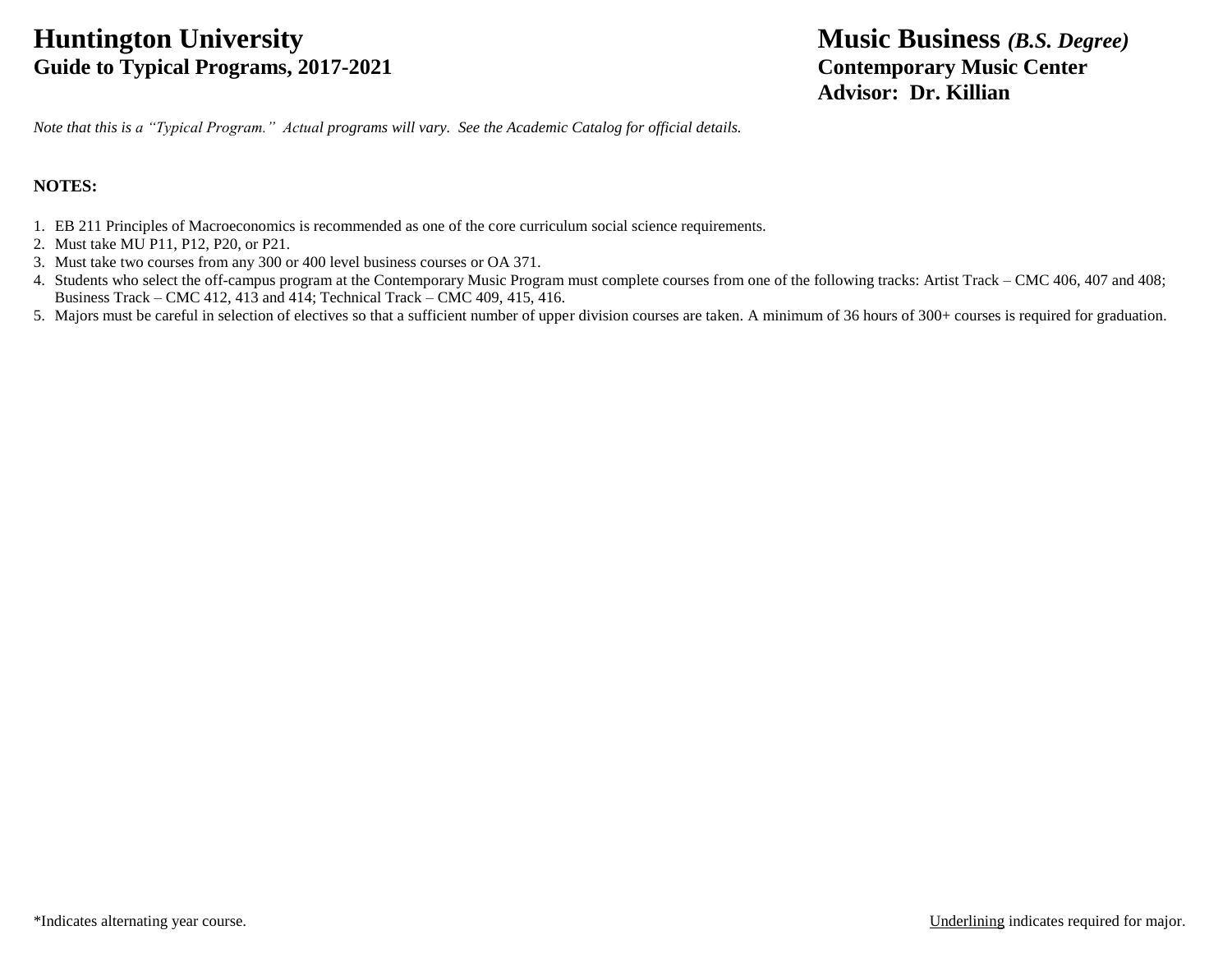# Huntington University
## Guide to Typical Programs, 2017-2021

# Music Business *(B.S. Degree)*
## Contemporary Music Center
## Advisor: Dr. Killian

*Note that this is a "Typical Program." Actual programs will vary. See the Academic Catalog for official details.*

**NOTES:**

1. EB 211 Principles of Macroeconomics is recommended as one of the core curriculum social science requirements.
2. Must take MU P11, P12, P20, or P21.
3. Must take two courses from any 300 or 400 level business courses or OA 371.
4. Students who select the off-campus program at the Contemporary Music Program must complete courses from one of the following tracks: Artist Track – CMC 406, 407 and 408; Business Track – CMC 412, 413 and 414; Technical Track – CMC 409, 415, 416.
5. Majors must be careful in selection of electives so that a sufficient number of upper division courses are taken. A minimum of 36 hours of 300+ courses is required for graduation.

*Indicates alternating year course.

Underlining indicates required for major.